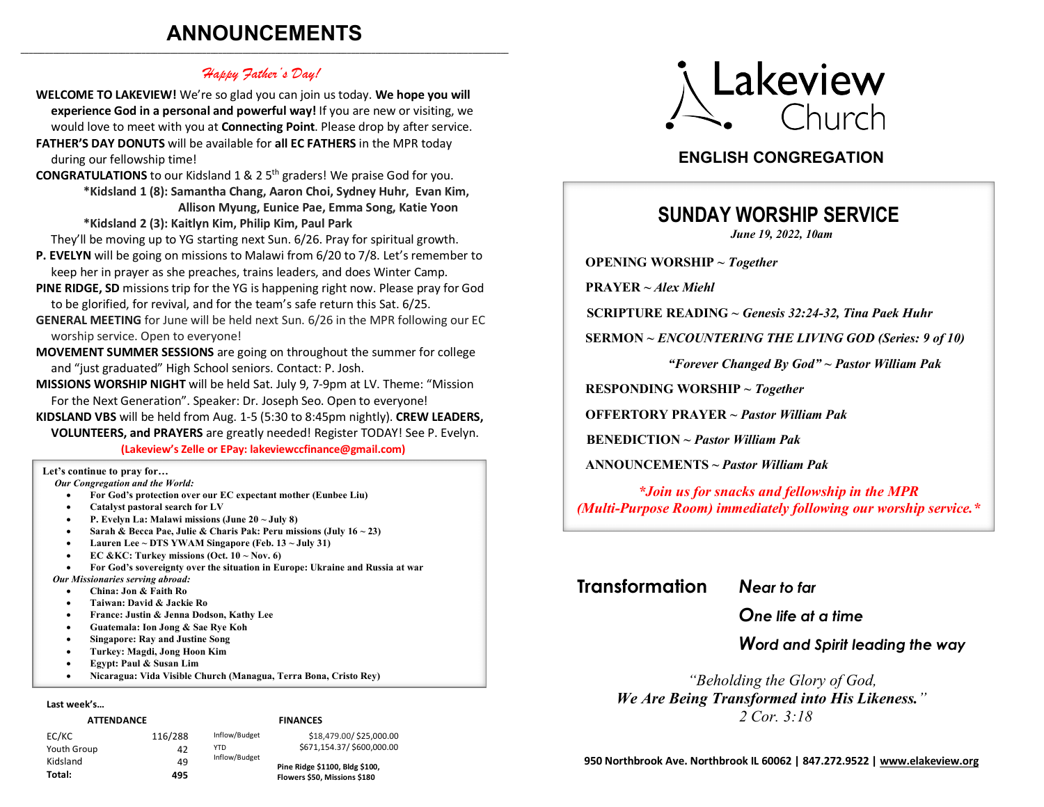# ANNOUNCEMENTS

*Happy Father's Day!*

**WELCOME TO LAKEVIEW!** We're so glad you can join us today. **We hope you will experience God in a personal and powerful way!** If you are new or visiting, we would love to meet with you at **Connecting Point**. Please drop by after service.

**FATHER'S DAY DONUTS** will be available for **all EC FATHERS** in the MPR today during our fellowship time!

**CONGRATULATIONS** to our Kidsland 1 & 2 5th graders! We praise God for you.

**\*Kidsland 1 (8): Samantha Chang, Aaron Choi, Sydney Huhr, Evan Kim, Allison Myung, Eunice Pae, Emma Song, Katie Yoon**

**\*Kidsland 2 (3): Kaitlyn Kim, Philip Kim, Paul Park**

They'll be moving up to YG starting next Sun. 6/26. Pray for spiritual growth.

**P. EVELYN** will be going on missions to Malawi from 6/20 to 7/8. Let's remember to keep her in prayer as she preaches, trains leaders, and does Winter Camp.

**PINE RIDGE, SD** missions trip for the YG is happening right now. Please pray for God to be glorified, for revival, and for the team's safe return this Sat. 6/25.

**GENERAL MEETING** for June will be held next Sun. 6/26 in the MPR following our EC worship service. Open to everyone!

**MOVEMENT SUMMER SESSIONS** are going on throughout the summer for college and "just graduated" High School seniors. Contact: P. Josh.

**MISSIONS WORSHIP NIGHT** will be held Sat. July 9, 7-9pm at LV. Theme: "Mission For the Next Generation". Speaker: Dr. Joseph Seo. Open to everyone!

**KIDSLAND VBS** will be held from Aug. 1-5 (5:30 to 8:45pm nightly). **CREW LEADERS, VOLUNTEERS, and PRAYERS** are greatly needed! Register TODAY! See P. Evelyn.

**(Lakeview's Zelle or EPay: lakeviewccfinance@gmail.com)**

**Let's continue to pray for…**

***Our Congregation and the World:***

- **For God's protection over our EC expectant mother (Eunbee Liu)**
- **Catalyst pastoral search for LV**
- **P. Evelyn La: Malawi missions (June 20 ~ July 8)**
- **Sarah & Becca Pae, Julie & Charis Pak: Peru missions (July 16 ~ 23)**
- **Lauren Lee ~ DTS YWAM Singapore (Feb. 13 ~ July 31)**
- **EC &KC: Turkey missions (Oct. 10 ~ Nov. 6)**
- **For God's sovereignty over the situation in Europe: Ukraine and Russia at war**

***Our Missionaries serving abroad:***

- **China: Jon & Faith Ro**
- **Taiwan: David & Jackie Ro**
- **France: Justin & Jenna Dodson, Kathy Lee**
- **Guatemala: Ion Jong & Sae Rye Koh**
- **Singapore: Ray and Justine Song**
- **Turkey: Magdi, Jong Hoon Kim**
- **Egypt: Paul & Susan Lim**
- **Nicaragua: Vida Visible Church (Managua, Terra Bona, Cristo Rey)**

**Last week's…**

| ATTENDANCE | | | FINANCES |
|---|---|---|---|
| EC/KC | 116/288 | Inflow/Budget | $18,479.00/ $25,000.00 |
| Youth Group | 42 | YTD Inflow/Budget | $671,154.37/ $600,000.00 |
| Kidsland | 49 | | **Pine Ridge $1100, Bldg $100, Flowers $50, Missions $180** |
| **Total:** | **495** | | |

Lakeview Church

**ENGLISH CONGREGATION**

## SUNDAY WORSHIP SERVICE

***June 19, 2022, 10am***

**OPENING WORSHIP ~ *Together***

**PRAYER ~ *Alex Miehl***

**SCRIPTURE READING ~ *Genesis 32:24-32, Tina Paek Huhr***

**SERMON ~ *ENCOUNTERING THE LIVING GOD (Series: 9 of 10)***

***"Forever Changed By God" ~ Pastor William Pak***

**RESPONDING WORSHIP ~ *Together***

**OFFERTORY PRAYER ~ *Pastor William Pak***

**BENEDICTION ~ *Pastor William Pak***

**ANNOUNCEMENTS ~ *Pastor William Pak***

***\*Join us for snacks and fellowship in the MPR (Multi-Purpose Room) immediately following our worship service.\****

**Transformation** ***Near to far***

***One life at a time***

***Word and Spirit leading the way***

*"Beholding the Glory of God,*
***We Are Being Transformed into His Likeness."***
*2 Cor. 3:18*

**950 Northbrook Ave. Northbrook IL 60062 | 847.272.9522 | www.elakeview.org**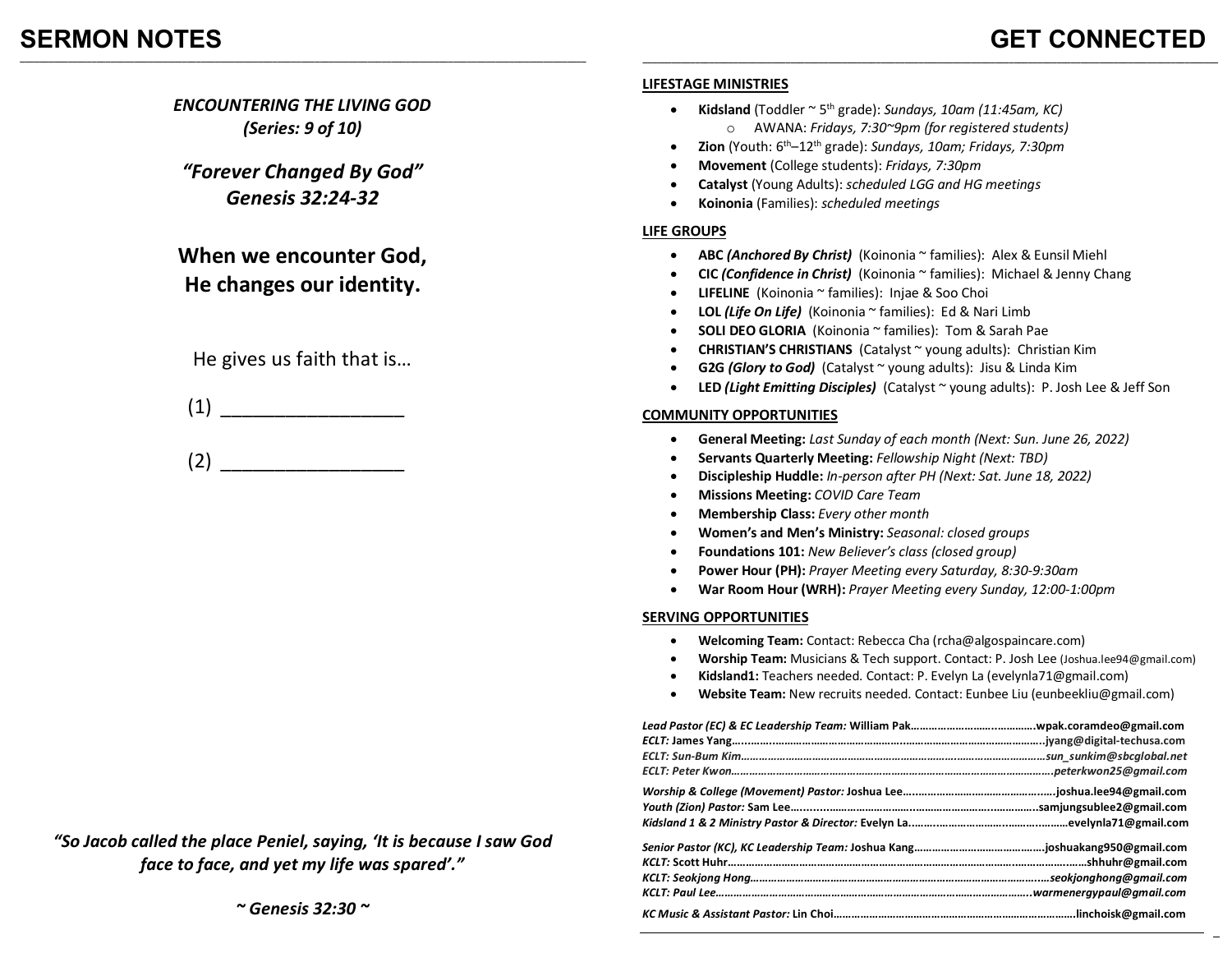# SERMON NOTES

***ENCOUNTERING THE LIVING GOD***
***(Series: 9 of 10)***

## *"Forever Changed By God"*
## *Genesis 32:24-32*

## When we encounter God, He changes our identity.

He gives us faith that is…

(1) __________________

(2) __________________

***"So Jacob called the place Peniel, saying, 'It is because I saw God face to face, and yet my life was spared'."***

***~ Genesis 32:30 ~***

# GET CONNECTED

### LIFESTAGE MINISTRIES

- **Kidsland** (Toddler ~ 5th grade): *Sundays, 10am (11:45am, KC)*
  - AWANA: *Fridays, 7:30~9pm (for registered students)*
- **Zion** (Youth: 6th–12th grade): *Sundays, 10am; Fridays, 7:30pm*
- **Movement** (College students): *Fridays, 7:30pm*
- **Catalyst** (Young Adults): *scheduled LGG and HG meetings*
- **Koinonia** (Families): *scheduled meetings*

### LIFE GROUPS

- **ABC *(Anchored By Christ)*** (Koinonia ~ families): Alex & Eunsil Miehl
- **CIC *(Confidence in Christ)*** (Koinonia ~ families): Michael & Jenny Chang
- **LIFELINE** (Koinonia ~ families): Injae & Soo Choi
- **LOL *(Life On Life)*** (Koinonia ~ families): Ed & Nari Limb
- **SOLI DEO GLORIA** (Koinonia ~ families): Tom & Sarah Pae
- **CHRISTIAN'S CHRISTIANS** (Catalyst ~ young adults): Christian Kim
- **G2G *(Glory to God)*** (Catalyst ~ young adults): Jisu & Linda Kim
- **LED *(Light Emitting Disciples)*** (Catalyst ~ young adults): P. Josh Lee & Jeff Son

### COMMUNITY OPPORTUNITIES

- **General Meeting:** *Last Sunday of each month (Next: Sun. June 26, 2022)*
- **Servants Quarterly Meeting:** *Fellowship Night (Next: TBD)*
- **Discipleship Huddle:** *In-person after PH (Next: Sat. June 18, 2022)*
- **Missions Meeting:** *COVID Care Team*
- **Membership Class:** *Every other month*
- **Women's and Men's Ministry:** *Seasonal: closed groups*
- **Foundations 101:** *New Believer's class (closed group)*
- **Power Hour (PH):** *Prayer Meeting every Saturday, 8:30-9:30am*
- **War Room Hour (WRH):** *Prayer Meeting every Sunday, 12:00-1:00pm*

### SERVING OPPORTUNITIES

- **Welcoming Team:** Contact: Rebecca Cha (rcha@algospaincare.com)
- **Worship Team:** Musicians & Tech support. Contact: P. Josh Lee (Joshua.lee94@gmail.com)
- **Kidsland1:** Teachers needed. Contact: P. Evelyn La (evelynla71@gmail.com)
- **Website Team:** New recruits needed. Contact: Eunbee Liu (eunbeekliu@gmail.com)

*Lead Pastor (EC) & EC Leadership Team:* **William Pak**……………………………………**wpak.coramdeo@gmail.com**
*ECLT:* **James Yang**…………………………………………………………………………**jyang@digital-techusa.com**
*ECLT: Sun-Bum Kim*…………………………………………………………………………*sun_sunkim@sbcglobal.net*
*ECLT: Peter Kwon*…………………………………………………………………………*peterkwon25@gmail.com*

*Worship & College (Movement) Pastor:* **Joshua Lee**……………………………………**joshua.lee94@gmail.com**
*Youth (Zion) Pastor:* **Sam Lee**……………………………………………………**samjungsublee2@gmail.com**
*Kidsland 1 & 2 Ministry Pastor & Director:* **Evelyn La**…………………………………**evelynla71@gmail.com**

*Senior Pastor (KC), KC Leadership Team:* **Joshua Kang**…………………………………**joshuakang950@gmail.com**
*KCLT:* **Scott Huhr**…………………………………………………………………………**shhuhr@gmail.com**
*KCLT: Seokjong Hong*…………………………………………………………………*seokjonghong@gmail.com*
*KCLT: Paul Lee*…………………………………………………………………………*warmenergypaul@gmail.com*

*KC Music & Assistant Pastor:* **Lin Choi**……………………………………………………**linchoisk@gmail.com**